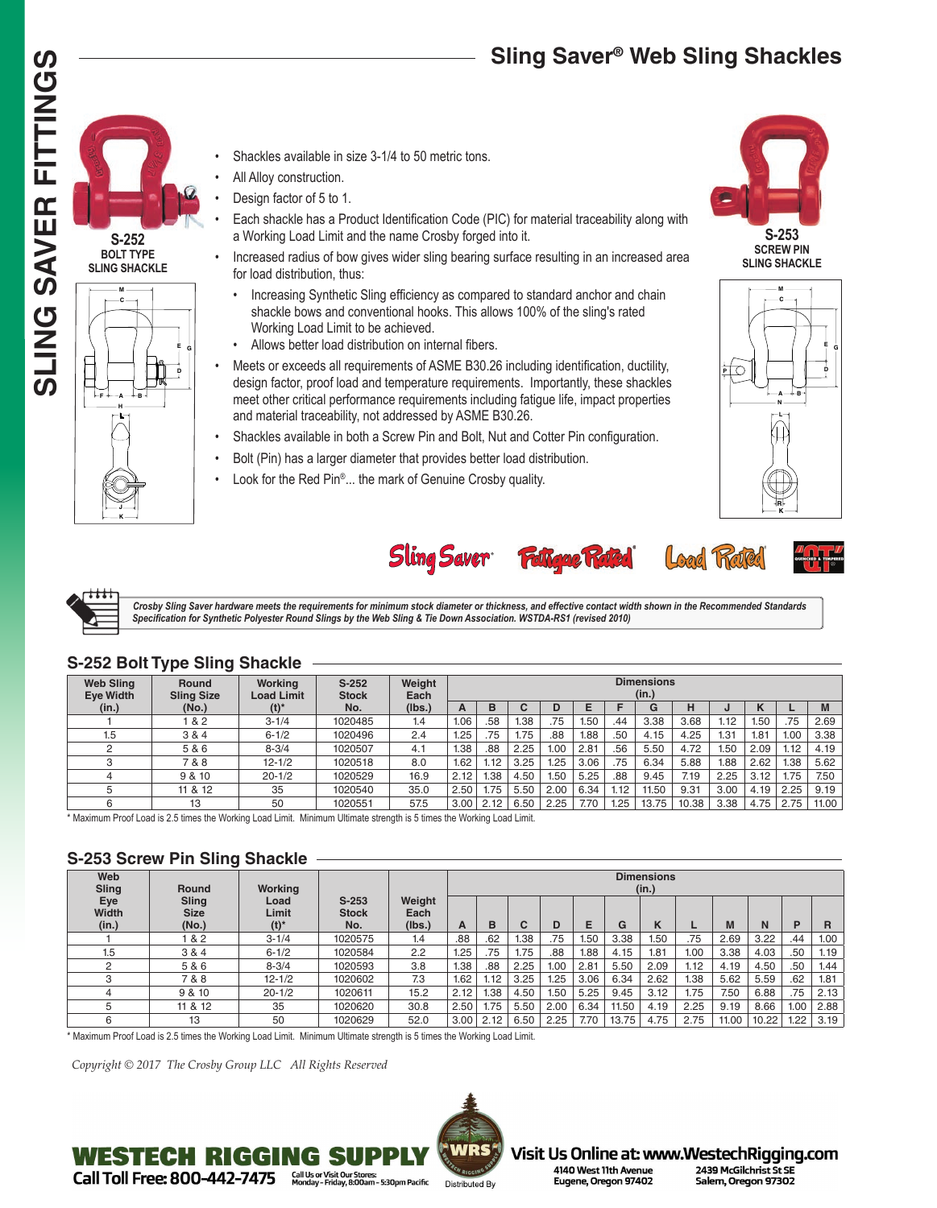# Sling Saver® Web Sling Shackles

**S-252**
**BOLT TYPE SLING SHACKLE**

**S-253**
**SCREW PIN SLING SHACKLE**

- Shackles available in size 3-1/4 to 50 metric tons.
- All Alloy construction.
- Design factor of 5 to 1.
- Each shackle has a Product Identification Code (PIC) for material traceability along with a Working Load Limit and the name Crosby forged into it.
- Increased radius of bow gives wider sling bearing surface resulting in an increased area for load distribution, thus:
  - Increasing Synthetic Sling efficiency as compared to standard anchor and chain shackle bows and conventional hooks. This allows 100% of the sling's rated Working Load Limit to be achieved.
  - Allows better load distribution on internal fibers.
- Meets or exceeds all requirements of ASME B30.26 including identification, ductility, design factor, proof load and temperature requirements. Importantly, these shackles meet other critical performance requirements including fatigue life, impact properties and material traceability, not addressed by ASME B30.26.
- Shackles available in both a Screw Pin and Bolt, Nut and Cotter Pin configuration.
- Bolt (Pin) has a larger diameter that provides better load distribution.
- Look for the Red Pin®... the mark of Genuine Crosby quality.

*Crosby Sling Saver hardware meets the requirements for minimum stock diameter or thickness, and effective contact width shown in the Recommended Standards Specification for Synthetic Polyester Round Slings by the Web Sling & Tie Down Association. WSTDA-RS1 (revised 2010)*

## S-252 Bolt Type Sling Shackle

| Web Sling Eye Width (in.) | Round Sling Size (No.) | Working Load Limit (t)* | S-252 Stock No. | Weight Each (lbs.) | Dimensions (in.) | | | | | | | | | | | | |
|---|---|---|---|---|---|---|---|---|---|---|---|---|---|---|---|---|---|
| | | | | | A | B | C | D | E | F | G | H | J | K | L | M |
| 1 | 1 & 2 | 3-1/4 | 1020485 | 1.4 | 1.06 | .58 | 1.38 | .75 | 1.50 | .44 | 3.38 | 3.68 | 1.12 | 1.50 | .75 | 2.69 |
| 1.5 | 3 & 4 | 6-1/2 | 1020496 | 2.4 | 1.25 | .75 | 1.75 | .88 | 1.88 | .50 | 4.15 | 4.25 | 1.31 | 1.81 | 1.00 | 3.38 |
| 2 | 5 & 6 | 8-3/4 | 1020507 | 4.1 | 1.38 | .88 | 2.25 | 1.00 | 2.81 | .56 | 5.50 | 4.72 | 1.50 | 2.09 | 1.12 | 4.19 |
| 3 | 7 & 8 | 12-1/2 | 1020518 | 8.0 | 1.62 | 1.12 | 3.25 | 1.25 | 3.06 | .75 | 6.34 | 5.88 | 1.88 | 2.62 | 1.38 | 5.62 |
| 4 | 9 & 10 | 20-1/2 | 1020529 | 16.9 | 2.12 | 1.38 | 4.50 | 1.50 | 5.25 | .88 | 9.45 | 7.19 | 2.25 | 3.12 | 1.75 | 7.50 |
| 5 | 11 & 12 | 35 | 1020540 | 35.0 | 2.50 | 1.75 | 5.50 | 2.00 | 6.34 | 1.12 | 11.50 | 9.31 | 3.00 | 4.19 | 2.25 | 9.19 |
| 6 | 13 | 50 | 1020551 | 57.5 | 3.00 | 2.12 | 6.50 | 2.25 | 7.70 | 1.25 | 13.75 | 10.38 | 3.38 | 4.75 | 2.75 | 11.00 |

\* Maximum Proof Load is 2.5 times the Working Load Limit. Minimum Ultimate strength is 5 times the Working Load Limit.

## S-253 Screw Pin Sling Shackle

| Web Sling Eye Width (in.) | Round Sling Size (No.) | Working Load Limit (t)* | S-253 Stock No. | Weight Each (lbs.) | Dimensions (in.) | | | | | | | | | | | | |
|---|---|---|---|---|---|---|---|---|---|---|---|---|---|---|---|---|---|
| | | | | | A | B | C | D | E | G | K | L | M | N | P | R |
| 1 | 1 & 2 | 3-1/4 | 1020575 | 1.4 | .88 | .62 | 1.38 | .75 | 1.50 | 3.38 | 1.50 | .75 | 2.69 | 3.22 | .44 | 1.00 |
| 1.5 | 3 & 4 | 6-1/2 | 1020584 | 2.2 | 1.25 | .75 | 1.75 | .88 | 1.88 | 4.15 | 1.81 | 1.00 | 3.38 | 4.03 | .50 | 1.19 |
| 2 | 5 & 6 | 8-3/4 | 1020593 | 3.8 | 1.38 | .88 | 2.25 | 1.00 | 2.81 | 5.50 | 2.09 | 1.12 | 4.19 | 4.50 | .50 | 1.44 |
| 3 | 7 & 8 | 12-1/2 | 1020602 | 7.3 | 1.62 | 1.12 | 3.25 | 1.25 | 3.06 | 6.34 | 2.62 | 1.38 | 5.62 | 5.59 | .62 | 1.81 |
| 4 | 9 & 10 | 20-1/2 | 1020611 | 15.2 | 2.12 | 1.38 | 4.50 | 1.50 | 5.25 | 9.45 | 3.12 | 1.75 | 7.50 | 6.88 | .75 | 2.13 |
| 5 | 11 & 12 | 35 | 1020620 | 30.8 | 2.50 | 1.75 | 5.50 | 2.00 | 6.34 | 11.50 | 4.19 | 2.25 | 9.19 | 8.66 | 1.00 | 2.88 |
| 6 | 13 | 50 | 1020629 | 52.0 | 3.00 | 2.12 | 6.50 | 2.25 | 7.70 | 13.75 | 4.75 | 2.75 | 11.00 | 10.22 | 1.22 | 3.19 |

\* Maximum Proof Load is 2.5 times the Working Load Limit. Minimum Ultimate strength is 5 times the Working Load Limit.

*Copyright © 2017 The Crosby Group LLC All Rights Reserved*

**WESTECH RIGGING SUPPLY** Call Toll Free: 800-442-7475 — Call Us or Visit Our Stores: Monday - Friday, 8:00am - 5:30pm Pacific — Distributed By

Visit Us Online at: www.WestechRigging.com
4140 West 11th Avenue, Eugene, Oregon 97402
2439 McGilchrist St SE, Salem, Oregon 97302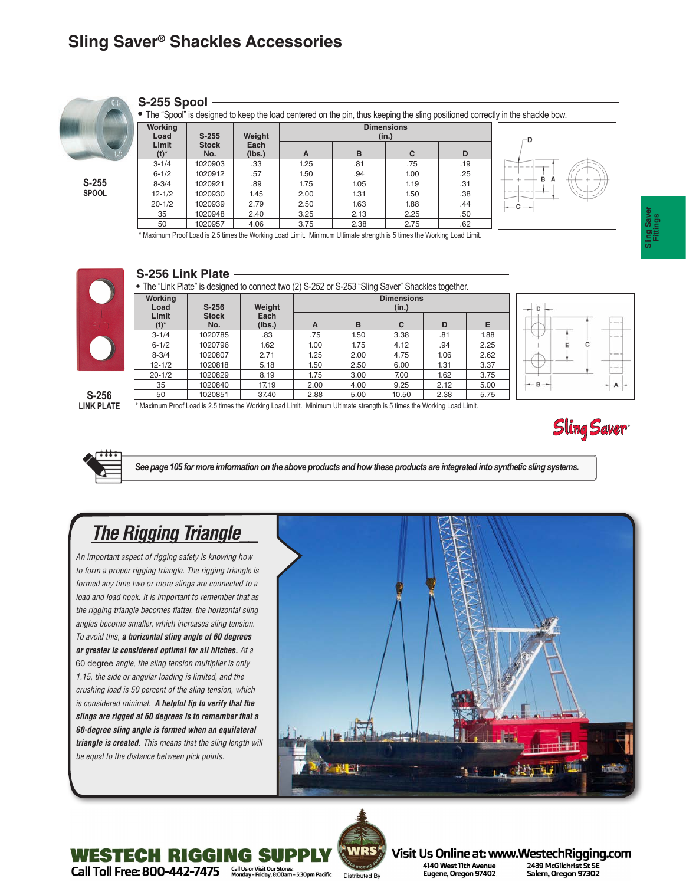# Sling Saver® Shackles Accessories

S-255
SPOOL

## S-255 Spool

- The "Spool" is designed to keep the load centered on the pin, thus keeping the sling positioned correctly in the shackle bow.

| Working Load Limit (t)* | S-255 Stock No. | Weight Each (lbs.) | Dimensions (in.) | | | |
|---|---|---|---|---|---|---|
| | | | A | B | C | D |
| 3-1/4 | 1020903 | .33 | 1.25 | .81 | .75 | .19 |
| 6-1/2 | 1020912 | .57 | 1.50 | .94 | 1.00 | .25 |
| 8-3/4 | 1020921 | .89 | 1.75 | 1.05 | 1.19 | .31 |
| 12-1/2 | 1020930 | 1.45 | 2.00 | 1.31 | 1.50 | .38 |
| 20-1/2 | 1020939 | 2.79 | 2.50 | 1.63 | 1.88 | .44 |
| 35 | 1020948 | 2.40 | 3.25 | 2.13 | 2.25 | .50 |
| 50 | 1020957 | 4.06 | 3.75 | 2.38 | 2.75 | .62 |

* Maximum Proof Load is 2.5 times the Working Load Limit. Minimum Ultimate strength is 5 times the Working Load Limit.

S-256
LINK PLATE

## S-256 Link Plate

- The "Link Plate" is designed to connect two (2) S-252 or S-253 "Sling Saver" Shackles together.

| Working Load Limit (t)* | S-256 Stock No. | Weight Each (lbs.) | Dimensions (in.) | | | | |
|---|---|---|---|---|---|---|---|
| | | | A | B | C | D | E |
| 3-1/4 | 1020785 | .83 | .75 | 1.50 | 3.38 | .81 | 1.88 |
| 6-1/2 | 1020796 | 1.62 | 1.00 | 1.75 | 4.12 | .94 | 2.25 |
| 8-3/4 | 1020807 | 2.71 | 1.25 | 2.00 | 4.75 | 1.06 | 2.62 |
| 12-1/2 | 1020818 | 5.18 | 1.50 | 2.50 | 6.00 | 1.31 | 3.37 |
| 20-1/2 | 1020829 | 8.19 | 1.75 | 3.00 | 7.00 | 1.62 | 3.75 |
| 35 | 1020840 | 17.19 | 2.00 | 4.00 | 9.25 | 2.12 | 5.00 |
| 50 | 1020851 | 37.40 | 2.88 | 5.00 | 10.50 | 2.38 | 5.75 |

* Maximum Proof Load is 2.5 times the Working Load Limit. Minimum Ultimate strength is 5 times the Working Load Limit.

Sling Saver®

*See page 105 for more information on the above products and how these products are integrated into synthetic sling systems.*

## The Rigging Triangle

*An important aspect of rigging safety is knowing how to form a proper rigging triangle. The rigging triangle is formed any time two or more slings are connected to a load and load hook. It is important to remember that as the rigging triangle becomes flatter, the horizontal sling angles become smaller, which increases sling tension. To avoid this,* ***a horizontal sling angle of 60 degrees or greater is considered optimal for all hitches.*** *At a 60 degree angle, the sling tension multiplier is only 1.15, the side or angular loading is limited, and the crushing load is 50 percent of the sling tension, which is considered minimal.* ***A helpful tip to verify that the slings are rigged at 60 degrees is to remember that a 60-degree sling angle is formed when an equilateral triangle is created.*** *This means that the sling length will be equal to the distance between pick points.*

WESTECH RIGGING SUPPLY
Call Toll Free: 800-442-7475 — Call Us or Visit Our Stores: Monday - Friday, 8:00am - 5:30pm Pacific
Distributed By
Visit Us Online at: www.WestechRigging.com
4140 West 11th Avenue, Eugene, Oregon 97402
2439 McGilchrist St SE, Salem, Oregon 97302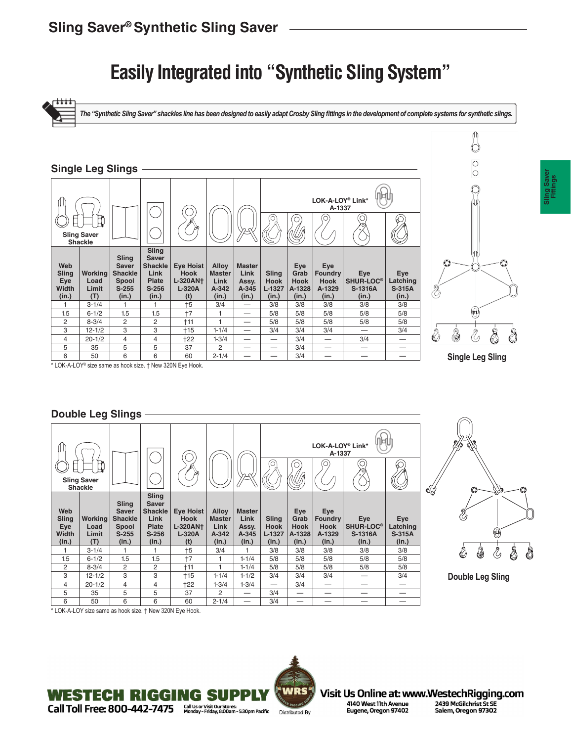## Sling Saver® Synthetic Sling Saver

# Easily Integrated into "Synthetic Sling System"

*The "Synthetic Sling Saver" shackles line has been designed to easily adapt Crosby Sling fittings in the development of complete systems for synthetic slings.*

### Single Leg Slings

| Sling Saver Shackle | | | | | | | LOK-A-LOY® Link* A-1337 | | | | |
|---|---|---|---|---|---|---|---|---|---|---|---|
| Web Sling Eye Width (in.) | Working Load Limit (T) | Sling Saver Shackle Spool S-255 (in.) | Sling Saver Shackle Link Plate S-256 (in.) | Eye Hoist Hook L-320AN† L-320A (t) | Alloy Master Link A-342 (in.) | Master Link Assy. A-345 (in.) | Sling Hook L-1327 (in.) | Eye Grab Hook A-1328 (in.) | Eye Foundry Hook A-1329 (in.) | Eye SHUR-LOC® S-1316A (in.) | Eye Latching S-315A (in.) |
| 1 | 3-1/4 | 1 | 1 | †5 | 3/4 | — | 3/8 | 3/8 | 3/8 | 3/8 | 3/8 |
| 1.5 | 6-1/2 | 1.5 | 1.5 | †7 | 1 | — | 5/8 | 5/8 | 5/8 | 5/8 | 5/8 |
| 2 | 8-3/4 | 2 | 2 | †11 | 1 | — | 5/8 | 5/8 | 5/8 | 5/8 | 5/8 |
| 3 | 12-1/2 | 3 | 3 | †15 | 1-1/4 | — | 3/4 | 3/4 | 3/4 | — | 3/4 |
| 4 | 20-1/2 | 4 | 4 | †22 | 1-3/4 | — | — | 3/4 | — | 3/4 | — |
| 5 | 35 | 5 | 5 | 37 | 2 | — | — | 3/4 | — | — | — |
| 6 | 50 | 6 | 6 | 60 | 2-1/4 | — | — | 3/4 | — | — | — |

\* LOK-A-LOY® size same as hook size. † New 320N Eye Hook.

Single Leg Sling

### Double Leg Slings

| Sling Saver Shackle | | | | | | | LOK-A-LOY® Link* A-1337 | | | | |
|---|---|---|---|---|---|---|---|---|---|---|---|
| Web Sling Eye Width (in.) | Working Load Limit (T) | Sling Saver Shackle Spool S-255 (in.) | Sling Saver Shackle Link Plate S-256 (in.) | Eye Hoist Hook L-320AN† L-320A (t) | Alloy Master Link A-342 (in.) | Master Link Assy. A-345 (in.) | Sling Hook L-1327 (in.) | Eye Grab Hook A-1328 (in.) | Eye Foundry Hook A-1329 (in.) | Eye SHUR-LOC® S-1316A (in.) | Eye Latching S-315A (in.) |
| 1 | 3-1/4 | 1 | 1 | †5 | 3/4 | 1 | 3/8 | 3/8 | 3/8 | 3/8 | 3/8 |
| 1.5 | 6-1/2 | 1.5 | 1.5 | †7 | 1 | 1-1/4 | 5/8 | 5/8 | 5/8 | 5/8 | 5/8 |
| 2 | 8-3/4 | 2 | 2 | †11 | 1 | 1-1/4 | 5/8 | 5/8 | 5/8 | 5/8 | 5/8 |
| 3 | 12-1/2 | 3 | 3 | †15 | 1-1/4 | 1-1/2 | 3/4 | 3/4 | 3/4 | — | 3/4 |
| 4 | 20-1/2 | 4 | 4 | †22 | 1-3/4 | 1-3/4 | — | 3/4 | — | — | — |
| 5 | 35 | 5 | 5 | 37 | 2 | — | 3/4 | — | — | — | — |
| 6 | 50 | 6 | 6 | 60 | 2-1/4 | — | 3/4 | — | — | — | — |

\* LOK-A-LOY size same as hook size. † New 320N Eye Hook.

Double Leg Sling

WESTECH RIGGING SUPPLY
Call Toll Free: 800-442-7475
Call Us or Visit Our Stores: Monday – Friday, 8:00am – 5:30pm Pacific
Distributed By
Visit Us Online at: www.WestechRigging.com
4140 West 11th Avenue, Eugene, Oregon 97402
2439 McGilchrist St SE, Salem, Oregon 97302